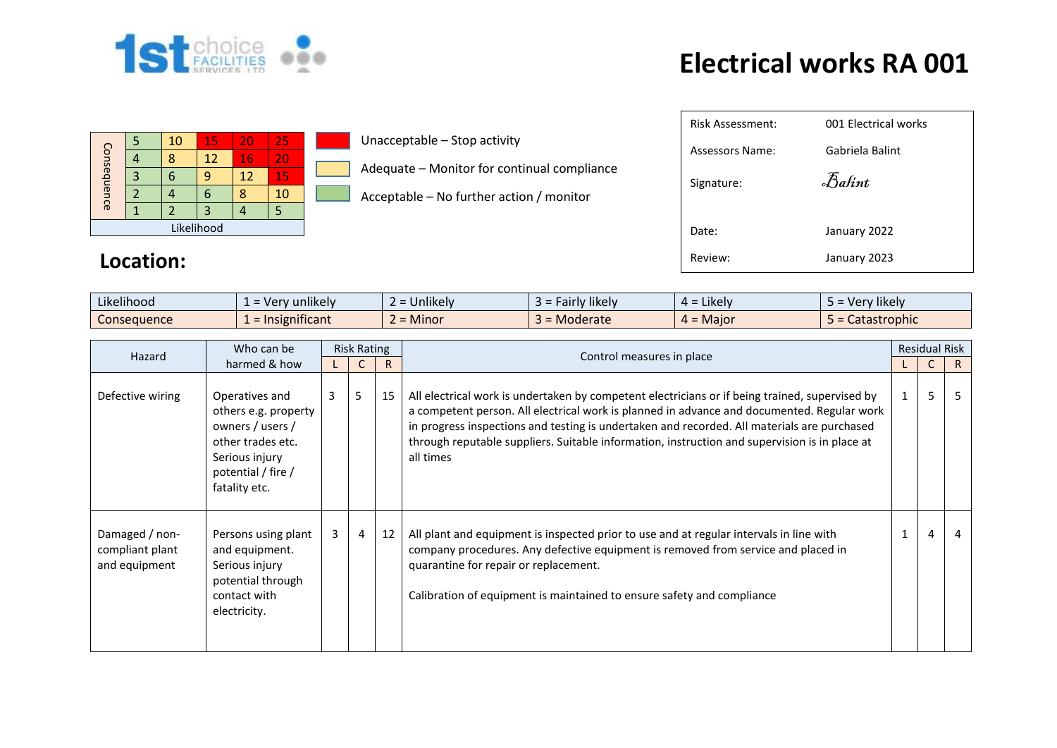# Electrical works RA 001

| Consequence | | | | | |
|---|---|---|---|---|---|
| | 5 | 10 | 15 | 20 | 25 |
| | 4 | 8 | 12 | 16 | 20 |
| | 3 | 6 | 9 | 12 | 15 |
| | 2 | 4 | 6 | 8 | 10 |
| | 1 | 2 | 3 | 4 | 5 |
| | Likelihood | | | | |

- Red: Unacceptable – Stop activity
- Yellow: Adequate – Monitor for continual compliance
- Green: Acceptable – No further action / monitor

| | |
|---|---|
| Risk Assessment: | 001 Electrical works |
| Assessors Name: | Gabriela Balint |
| Signature: | *Balint* |
| Date: | January 2022 |
| Review: | January 2023 |

## Location:

| Likelihood | 1 = Very unlikely | 2 = Unlikely | 3 = Fairly likely | 4 = Likely | 5 = Very likely |
|---|---|---|---|---|---|
| Consequence | 1 = Insignificant | 2 = Minor | 3 = Moderate | 4 = Major | 5 = Catastrophic |

| Hazard | Who can be harmed & how | Risk Rating | | | Control measures in place | Residual Risk | | |
|---|---|---|---|---|---|---|---|---|
| | | L | C | R | | L | C | R |
| Defective wiring | Operatives and others e.g. property owners / users / other trades etc. Serious injury potential / fire / fatality etc. | 3 | 5 | 15 | All electrical work is undertaken by competent electricians or if being trained, supervised by a competent person. All electrical work is planned in advance and documented. Regular work in progress inspections and testing is undertaken and recorded. All materials are purchased through reputable suppliers. Suitable information, instruction and supervision is in place at all times | 1 | 5 | 5 |
| Damaged / non-compliant plant and equipment | Persons using plant and equipment. Serious injury potential through contact with electricity. | 3 | 4 | 12 | All plant and equipment is inspected prior to use and at regular intervals in line with company procedures. Any defective equipment is removed from service and placed in quarantine for repair or replacement.<br><br>Calibration of equipment is maintained to ensure safety and compliance | 1 | 4 | 4 |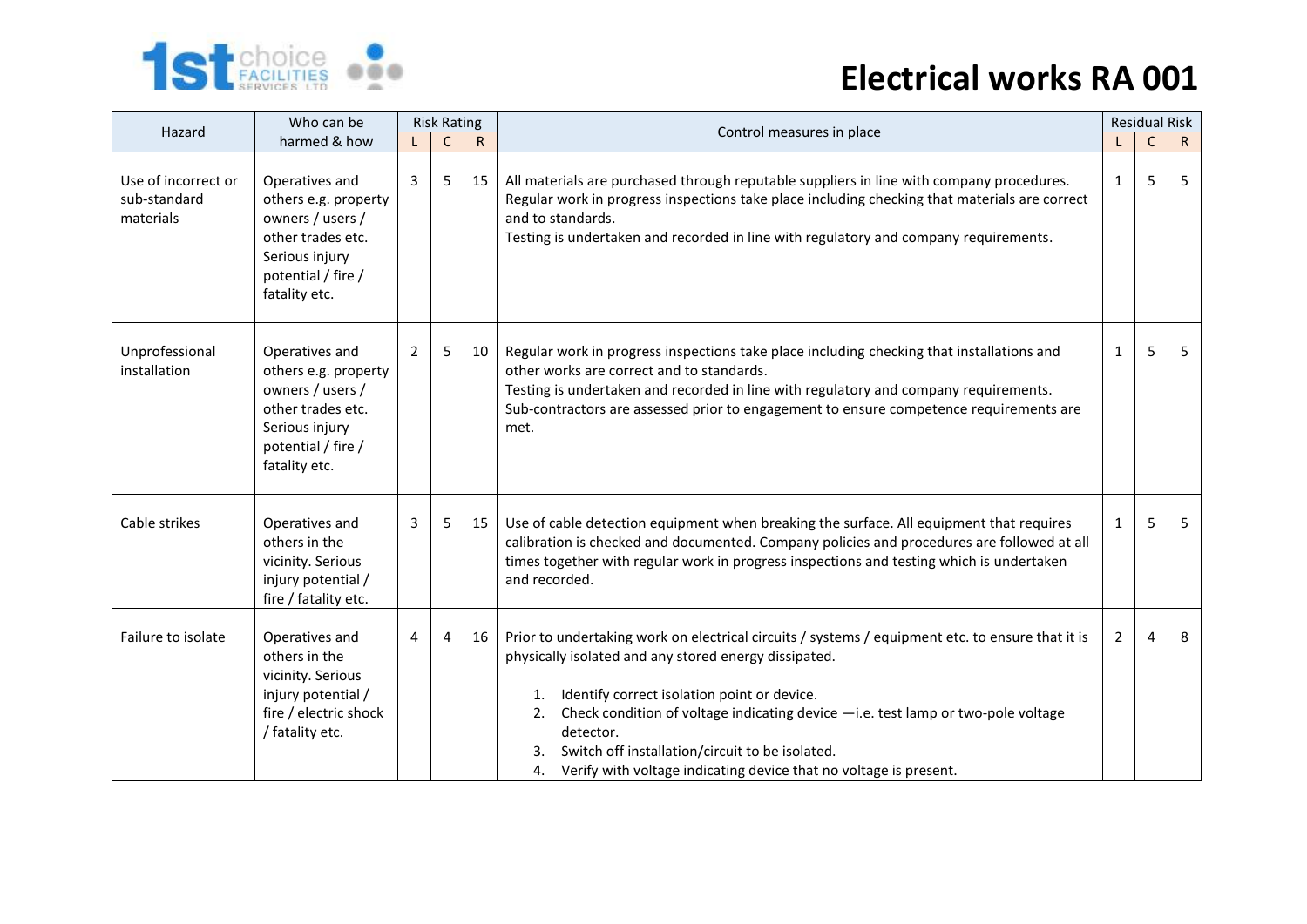# Electrical works RA 001

| Hazard | Who can be harmed & how | Risk Rating | | | Control measures in place | Residual Risk | | |
|---|---|---|---|---|---|---|---|---|
| | | L | C | R | | L | C | R |
| Use of incorrect or sub-standard materials | Operatives and others e.g. property owners / users / other trades etc. Serious injury potential / fire / fatality etc. | 3 | 5 | 15 | All materials are purchased through reputable suppliers in line with company procedures.<br>Regular work in progress inspections take place including checking that materials are correct and to standards.<br>Testing is undertaken and recorded in line with regulatory and company requirements. | 1 | 5 | 5 |
| Unprofessional installation | Operatives and others e.g. property owners / users / other trades etc. Serious injury potential / fire / fatality etc. | 2 | 5 | 10 | Regular work in progress inspections take place including checking that installations and other works are correct and to standards.<br>Testing is undertaken and recorded in line with regulatory and company requirements.<br>Sub-contractors are assessed prior to engagement to ensure competence requirements are met. | 1 | 5 | 5 |
| Cable strikes | Operatives and others in the vicinity. Serious injury potential / fire / fatality etc. | 3 | 5 | 15 | Use of cable detection equipment when breaking the surface. All equipment that requires calibration is checked and documented. Company policies and procedures are followed at all times together with regular work in progress inspections and testing which is undertaken and recorded. | 1 | 5 | 5 |
| Failure to isolate | Operatives and others in the vicinity. Serious injury potential / fire / electric shock / fatality etc. | 4 | 4 | 16 | Prior to undertaking work on electrical circuits / systems / equipment etc. to ensure that it is physically isolated and any stored energy dissipated.<br><br>1. Identify correct isolation point or device.<br>2. Check condition of voltage indicating device —i.e. test lamp or two-pole voltage detector.<br>3. Switch off installation/circuit to be isolated.<br>4. Verify with voltage indicating device that no voltage is present. | 2 | 4 | 8 |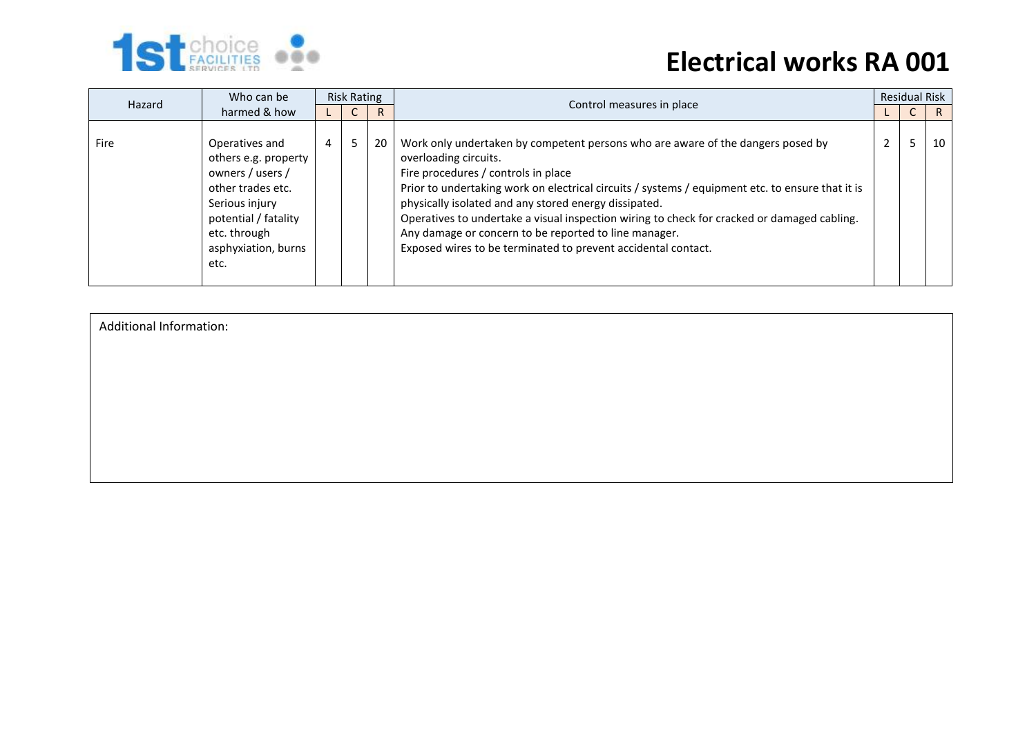# Electrical works RA 001

| Hazard | Who can be harmed & how | Risk Rating | | | Control measures in place | Residual Risk | | |
|---|---|---|---|---|---|---|---|---|
| | | L | C | R | | L | C | R |
| Fire | Operatives and others e.g. property owners / users / other trades etc. Serious injury potential / fatality etc. through asphyxiation, burns etc. | 4 | 5 | 20 | Work only undertaken by competent persons who are aware of the dangers posed by overloading circuits.<br>Fire procedures / controls in place<br>Prior to undertaking work on electrical circuits / systems / equipment etc. to ensure that it is physically isolated and any stored energy dissipated.<br>Operatives to undertake a visual inspection wiring to check for cracked or damaged cabling.<br>Any damage or concern to be reported to line manager.<br>Exposed wires to be terminated to prevent accidental contact. | 2 | 5 | 10 |

Additional Information: